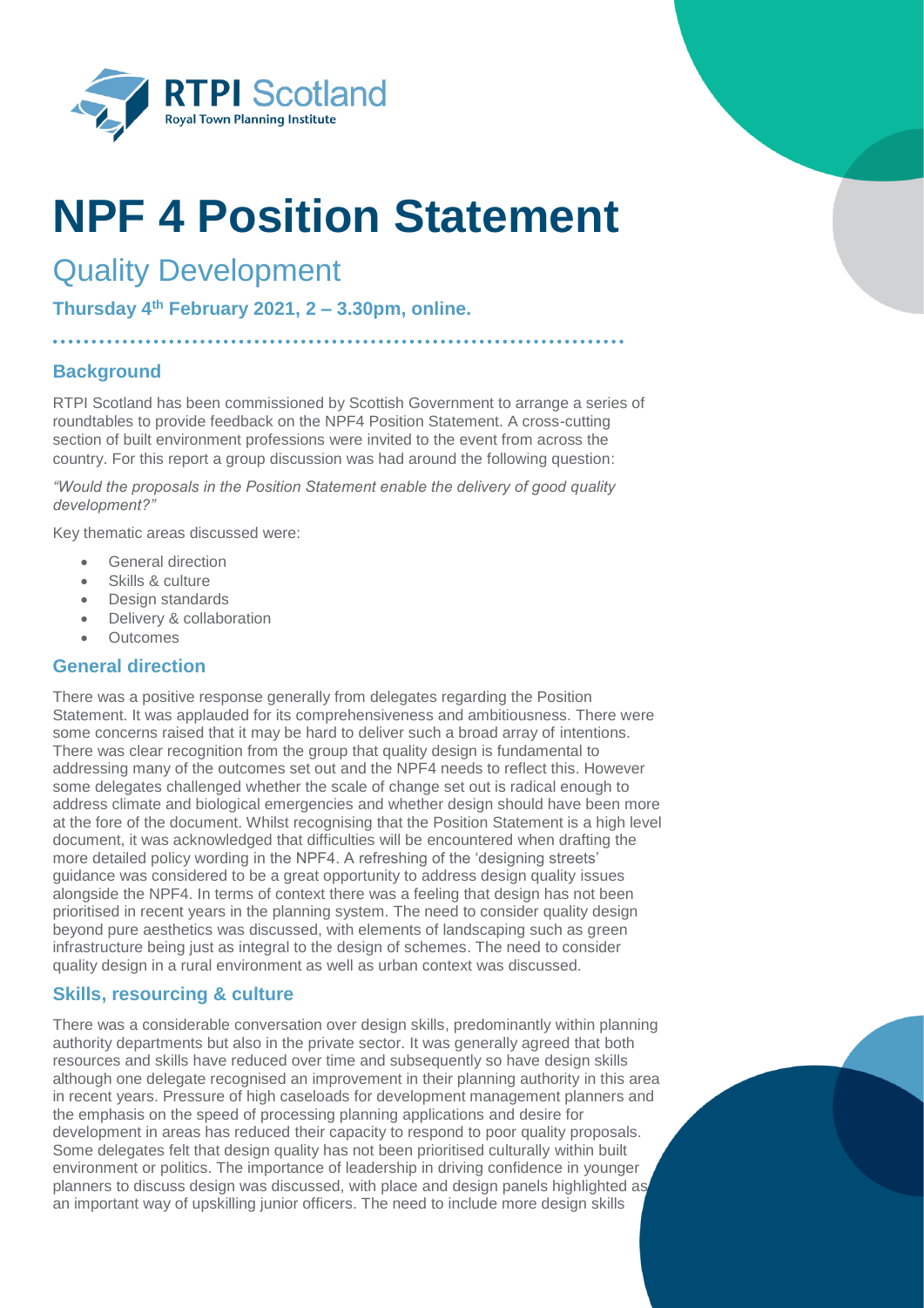# NPF 4 Position Statement

## Quality Development

**Thursday 4th February 2021, 2 – 3.30pm, online.**

### Background

RTPI Scotland has been commissioned by Scottish Government to arrange a series of roundtables to provide feedback on the NPF4 Position Statement. A cross-cutting section of built environment professions were invited to the event from across the country. For this report a group discussion was had around the following question:

*"Would the proposals in the Position Statement enable the delivery of good quality development?"*

Key thematic areas discussed were:

- General direction
- Skills & culture
- Design standards
- Delivery & collaboration
- Outcomes

### General direction

There was a positive response generally from delegates regarding the Position Statement. It was applauded for its comprehensiveness and ambitiousness. There were some concerns raised that it may be hard to deliver such a broad array of intentions. There was clear recognition from the group that quality design is fundamental to addressing many of the outcomes set out and the NPF4 needs to reflect this. However some delegates challenged whether the scale of change set out is radical enough to address climate and biological emergencies and whether design should have been more at the fore of the document. Whilst recognising that the Position Statement is a high level document, it was acknowledged that difficulties will be encountered when drafting the more detailed policy wording in the NPF4. A refreshing of the 'designing streets' guidance was considered to be a great opportunity to address design quality issues alongside the NPF4. In terms of context there was a feeling that design has not been prioritised in recent years in the planning system. The need to consider quality design beyond pure aesthetics was discussed, with elements of landscaping such as green infrastructure being just as integral to the design of schemes. The need to consider quality design in a rural environment as well as urban context was discussed.

### Skills, resourcing & culture

There was a considerable conversation over design skills, predominantly within planning authority departments but also in the private sector. It was generally agreed that both resources and skills have reduced over time and subsequently so have design skills although one delegate recognised an improvement in their planning authority in this area in recent years. Pressure of high caseloads for development management planners and the emphasis on the speed of processing planning applications and desire for development in areas has reduced their capacity to respond to poor quality proposals. Some delegates felt that design quality has not been prioritised culturally within built environment or politics. The importance of leadership in driving confidence in younger planners to discuss design was discussed, with place and design panels highlighted as an important way of upskilling junior officers. The need to include more design skills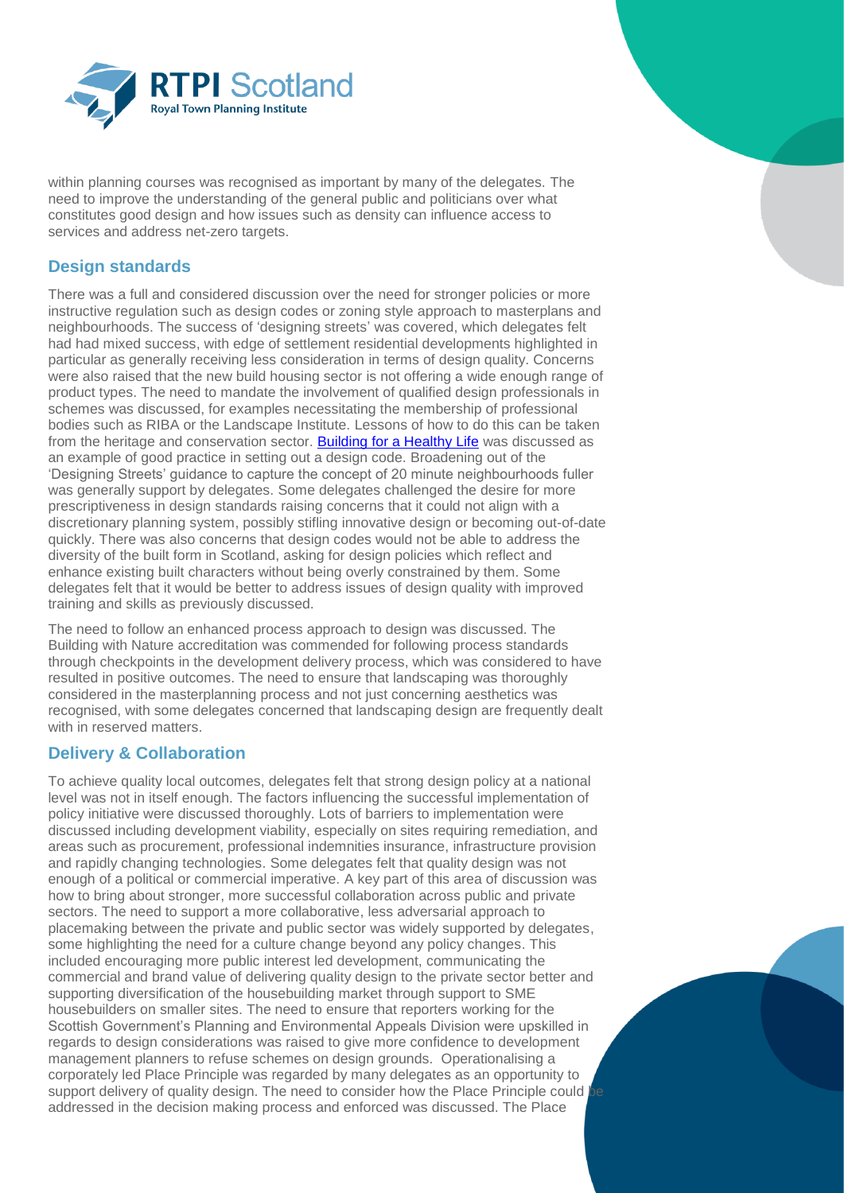within planning courses was recognised as important by many of the delegates. The need to improve the understanding of the general public and politicians over what constitutes good design and how issues such as density can influence access to services and address net-zero targets.

## Design standards

There was a full and considered discussion over the need for stronger policies or more instructive regulation such as design codes or zoning style approach to masterplans and neighbourhoods. The success of 'designing streets' was covered, which delegates felt had had mixed success, with edge of settlement residential developments highlighted in particular as generally receiving less consideration in terms of design quality. Concerns were also raised that the new build housing sector is not offering a wide enough range of product types. The need to mandate the involvement of qualified design professionals in schemes was discussed, for examples necessitating the membership of professional bodies such as RIBA or the Landscape Institute. Lessons of how to do this can be taken from the heritage and conservation sector. [Building for a Healthy Life] was discussed as an example of good practice in setting out a design code. Broadening out of the 'Designing Streets' guidance to capture the concept of 20 minute neighbourhoods fuller was generally support by delegates. Some delegates challenged the desire for more prescriptiveness in design standards raising concerns that it could not align with a discretionary planning system, possibly stifling innovative design or becoming out-of-date quickly. There was also concerns that design codes would not be able to address the diversity of the built form in Scotland, asking for design policies which reflect and enhance existing built characters without being overly constrained by them. Some delegates felt that it would be better to address issues of design quality with improved training and skills as previously discussed.

The need to follow an enhanced process approach to design was discussed. The Building with Nature accreditation was commended for following process standards through checkpoints in the development delivery process, which was considered to have resulted in positive outcomes. The need to ensure that landscaping was thoroughly considered in the masterplanning process and not just concerning aesthetics was recognised, with some delegates concerned that landscaping design are frequently dealt with in reserved matters.

## Delivery & Collaboration

To achieve quality local outcomes, delegates felt that strong design policy at a national level was not in itself enough. The factors influencing the successful implementation of policy initiative were discussed thoroughly. Lots of barriers to implementation were discussed including development viability, especially on sites requiring remediation, and areas such as procurement, professional indemnities insurance, infrastructure provision and rapidly changing technologies. Some delegates felt that quality design was not enough of a political or commercial imperative. A key part of this area of discussion was how to bring about stronger, more successful collaboration across public and private sectors. The need to support a more collaborative, less adversarial approach to placemaking between the private and public sector was widely supported by delegates, some highlighting the need for a culture change beyond any policy changes. This included encouraging more public interest led development, communicating the commercial and brand value of delivering quality design to the private sector better and supporting diversification of the housebuilding market through support to SME housebuilders on smaller sites. The need to ensure that reporters working for the Scottish Government's Planning and Environmental Appeals Division were upskilled in regards to design considerations was raised to give more confidence to development management planners to refuse schemes on design grounds. Operationalising a corporately led Place Principle was regarded by many delegates as an opportunity to support delivery of quality design. The need to consider how the Place Principle could be addressed in the decision making process and enforced was discussed. The Place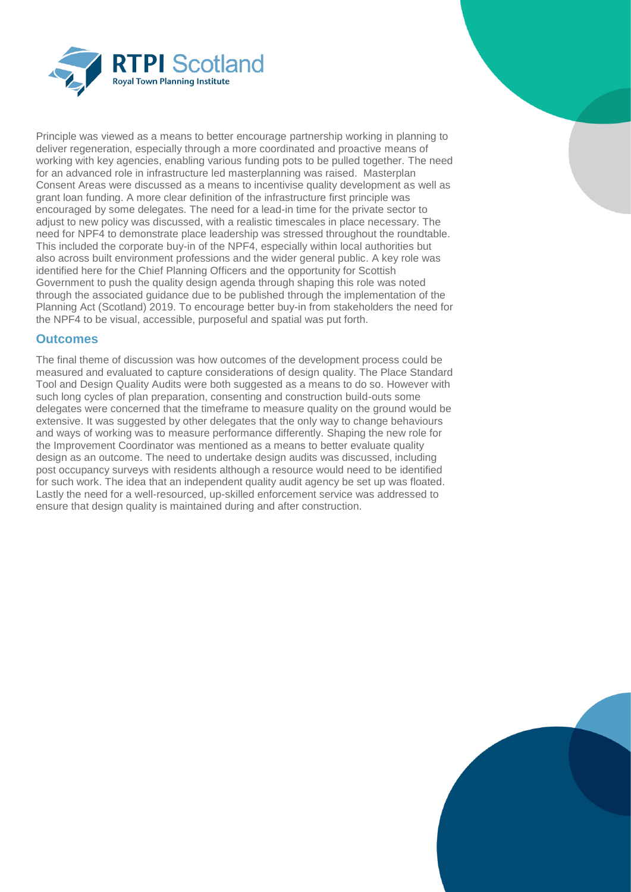Principle was viewed as a means to better encourage partnership working in planning to deliver regeneration, especially through a more coordinated and proactive means of working with key agencies, enabling various funding pots to be pulled together. The need for an advanced role in infrastructure led masterplanning was raised. Masterplan Consent Areas were discussed as a means to incentivise quality development as well as grant loan funding. A more clear definition of the infrastructure first principle was encouraged by some delegates. The need for a lead-in time for the private sector to adjust to new policy was discussed, with a realistic timescales in place necessary. The need for NPF4 to demonstrate place leadership was stressed throughout the roundtable. This included the corporate buy-in of the NPF4, especially within local authorities but also across built environment professions and the wider general public. A key role was identified here for the Chief Planning Officers and the opportunity for Scottish Government to push the quality design agenda through shaping this role was noted through the associated guidance due to be published through the implementation of the Planning Act (Scotland) 2019. To encourage better buy-in from stakeholders the need for the NPF4 to be visual, accessible, purposeful and spatial was put forth.

## Outcomes

The final theme of discussion was how outcomes of the development process could be measured and evaluated to capture considerations of design quality. The Place Standard Tool and Design Quality Audits were both suggested as a means to do so. However with such long cycles of plan preparation, consenting and construction build-outs some delegates were concerned that the timeframe to measure quality on the ground would be extensive. It was suggested by other delegates that the only way to change behaviours and ways of working was to measure performance differently. Shaping the new role for the Improvement Coordinator was mentioned as a means to better evaluate quality design as an outcome. The need to undertake design audits was discussed, including post occupancy surveys with residents although a resource would need to be identified for such work. The idea that an independent quality audit agency be set up was floated. Lastly the need for a well-resourced, up-skilled enforcement service was addressed to ensure that design quality is maintained during and after construction.